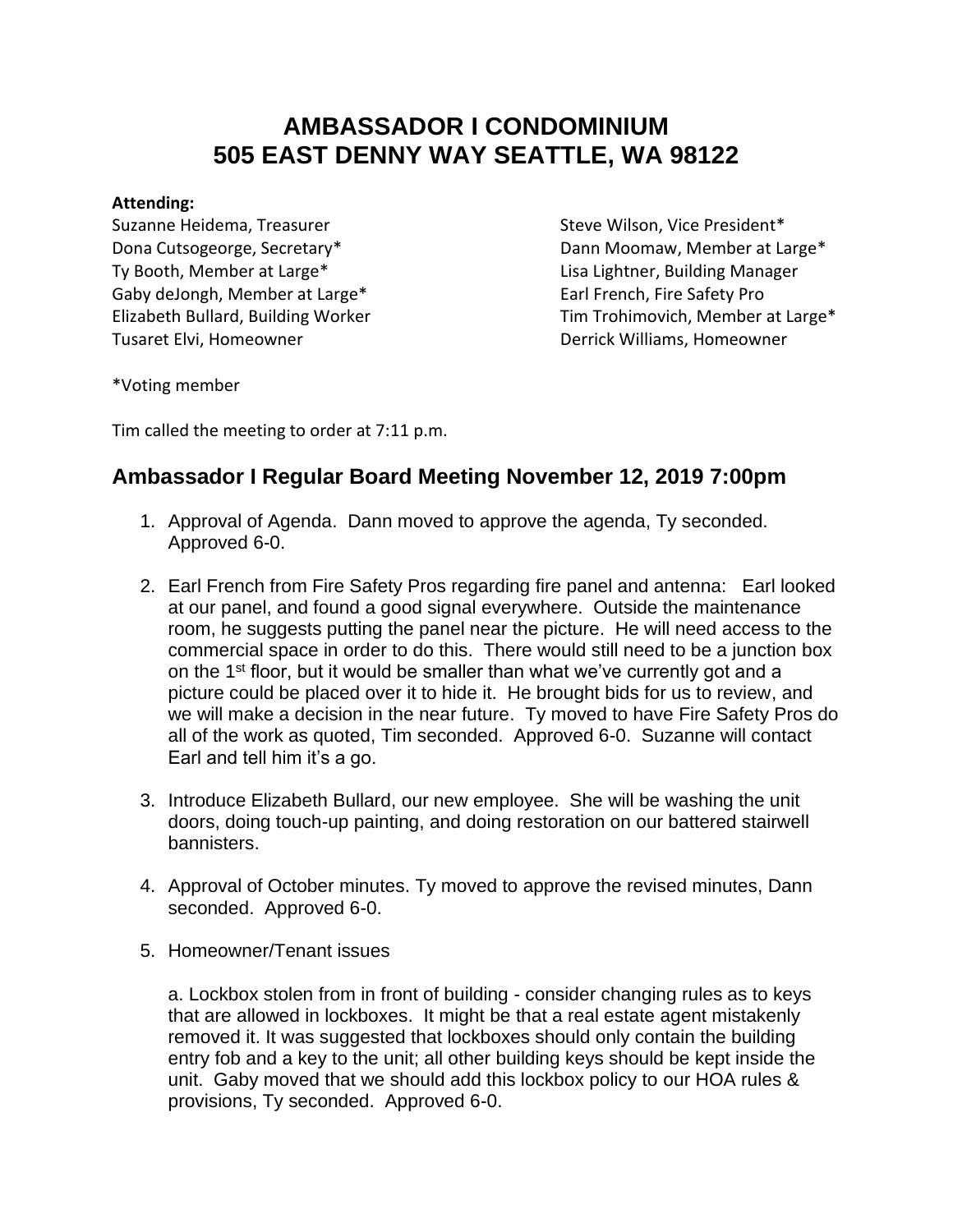# AMBASSADOR I CONDOMINIUM
# 505 EAST DENNY WAY SEATTLE, WA 98122

**Attending:**

Suzanne Heidema, Treasurer
Steve Wilson, Vice President*
Dona Cutsogeorge, Secretary*
Dann Moomaw, Member at Large*
Ty Booth, Member at Large*
Lisa Lightner, Building Manager
Gaby deJongh, Member at Large*
Earl French, Fire Safety Pro
Elizabeth Bullard, Building Worker
Tim Trohimovich, Member at Large*
Tusaret Elvi, Homeowner
Derrick Williams, Homeowner

*Voting member

Tim called the meeting to order at 7:11 p.m.

## Ambassador I Regular Board Meeting November 12, 2019 7:00pm

1. Approval of Agenda. Dann moved to approve the agenda, Ty seconded. Approved 6-0.

2. Earl French from Fire Safety Pros regarding fire panel and antenna: Earl looked at our panel, and found a good signal everywhere. Outside the maintenance room, he suggests putting the panel near the picture. He will need access to the commercial space in order to do this. There would still need to be a junction box on the 1st floor, but it would be smaller than what we've currently got and a picture could be placed over it to hide it. He brought bids for us to review, and we will make a decision in the near future. Ty moved to have Fire Safety Pros do all of the work as quoted, Tim seconded. Approved 6-0. Suzanne will contact Earl and tell him it's a go.

3. Introduce Elizabeth Bullard, our new employee. She will be washing the unit doors, doing touch-up painting, and doing restoration on our battered stairwell bannisters.

4. Approval of October minutes. Ty moved to approve the revised minutes, Dann seconded. Approved 6-0.

5. Homeowner/Tenant issues

   a. Lockbox stolen from in front of building - consider changing rules as to keys that are allowed in lockboxes. It might be that a real estate agent mistakenly removed it. It was suggested that lockboxes should only contain the building entry fob and a key to the unit; all other building keys should be kept inside the unit. Gaby moved that we should add this lockbox policy to our HOA rules & provisions, Ty seconded. Approved 6-0.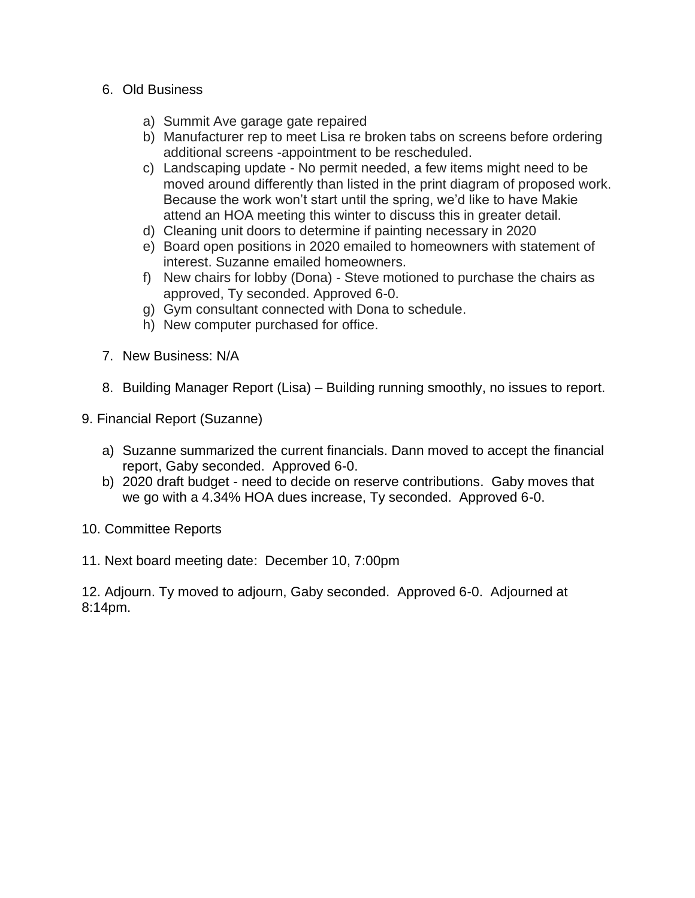6. Old Business

   a) Summit Ave garage gate repaired
   b) Manufacturer rep to meet Lisa re broken tabs on screens before ordering additional screens -appointment to be rescheduled.
   c) Landscaping update - No permit needed, a few items might need to be moved around differently than listed in the print diagram of proposed work. Because the work won't start until the spring, we'd like to have Makie attend an HOA meeting this winter to discuss this in greater detail.
   d) Cleaning unit doors to determine if painting necessary in 2020
   e) Board open positions in 2020 emailed to homeowners with statement of interest. Suzanne emailed homeowners.
   f) New chairs for lobby (Dona) - Steve motioned to purchase the chairs as approved, Ty seconded. Approved 6-0.
   g) Gym consultant connected with Dona to schedule.
   h) New computer purchased for office.

7. New Business: N/A

8. Building Manager Report (Lisa) – Building running smoothly, no issues to report.

9. Financial Report (Suzanne)

   a) Suzanne summarized the current financials. Dann moved to accept the financial report, Gaby seconded. Approved 6-0.
   b) 2020 draft budget - need to decide on reserve contributions. Gaby moves that we go with a 4.34% HOA dues increase, Ty seconded. Approved 6-0.

10. Committee Reports

11. Next board meeting date: December 10, 7:00pm

12. Adjourn. Ty moved to adjourn, Gaby seconded. Approved 6-0. Adjourned at 8:14pm.